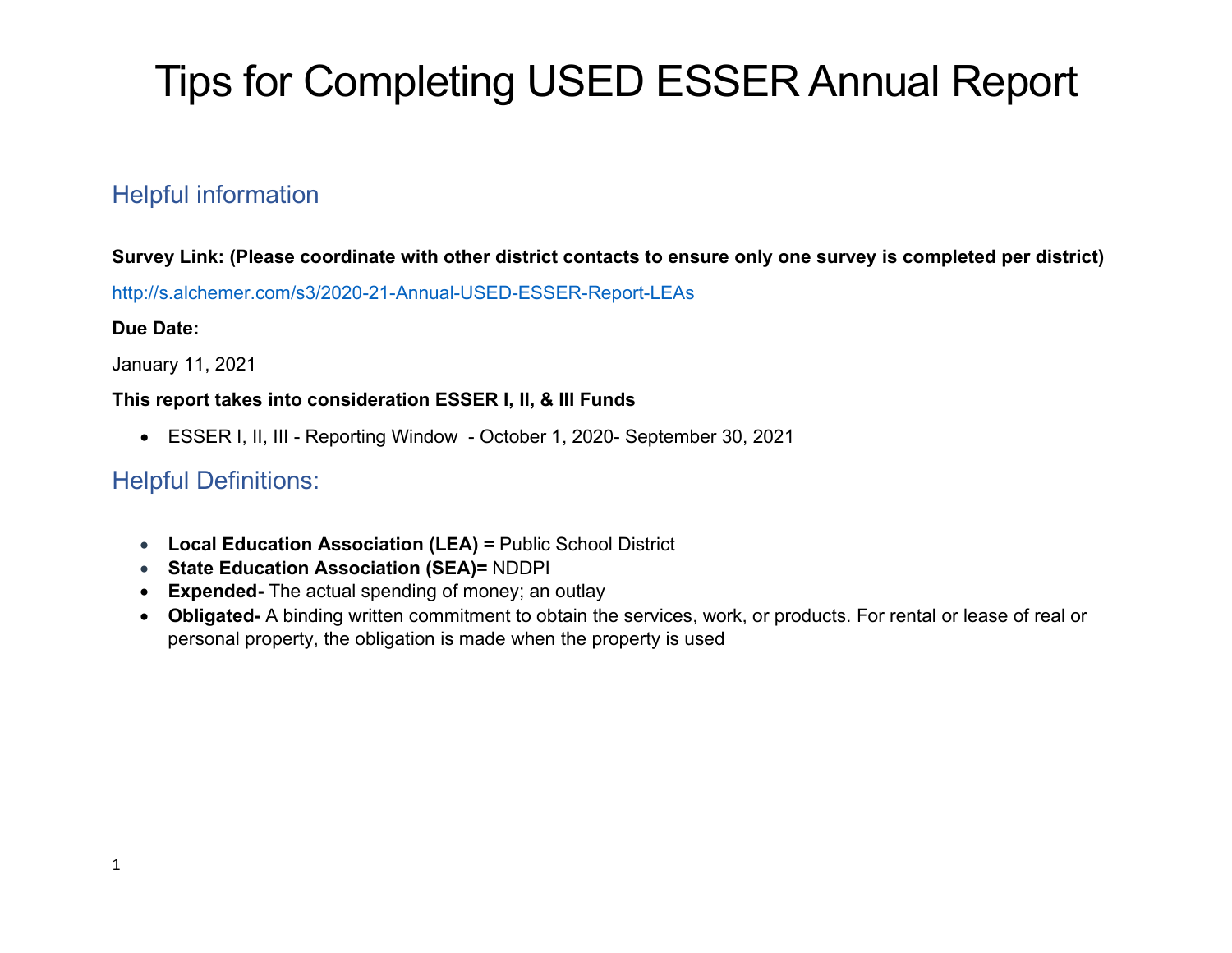# Tips for Completing USED ESSER Annual Report

## Helpful information

**Survey Link: (Please coordinate with other district contacts to ensure only one survey is completed per district)**

[http://s.alchemer.com/s3/2020-21-Annual-USED-ESSER-Report-LEAs](http://s.alchemer.com/s3/2020-21-Annual-USED-ESSER-Report-LEAs)

**Due Date:**

January 11, 2021

**This report takes into consideration ESSER I, II, & III Funds**

- ESSER I, II, III - Reporting Window - October 1, 2020- September 30, 2021

## Helpful Definitions:

- **Local Education Association (LEA) =** Public School District
- **State Education Association (SEA)=** NDDPI
- **Expended-** The actual spending of money; an outlay
- **Obligated-** A binding written commitment to obtain the services, work, or products. For rental or lease of real or personal property, the obligation is made when the property is used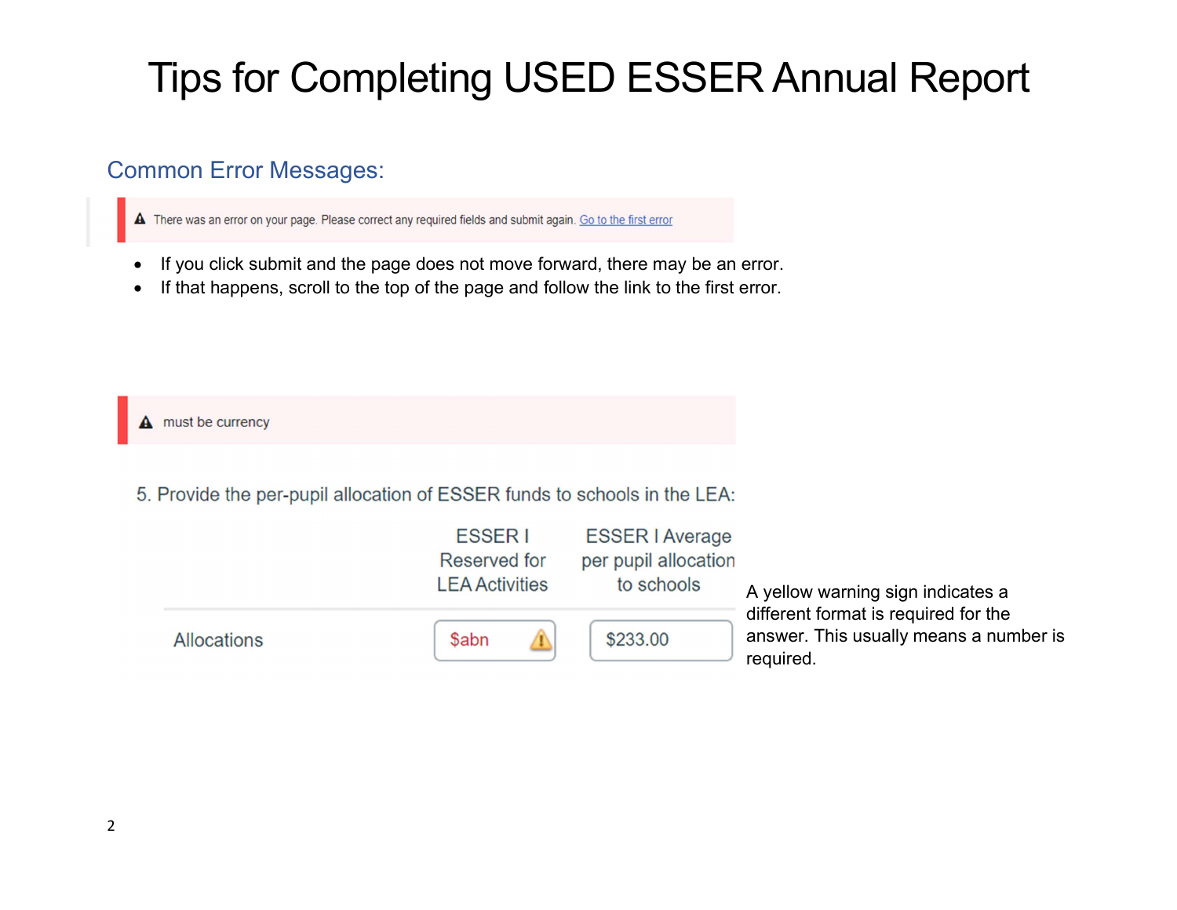# Tips for Completing USED ESSER Annual Report

## Common Error Messages:

⚠ There was an error on your page. Please correct any required fields and submit again. Go to the first error

- If you click submit and the page does not move forward, there may be an error.
- If that happens, scroll to the top of the page and follow the link to the first error.

⚠ must be currency

5. Provide the per-pupil allocation of ESSER funds to schools in the LEA:

| | ESSER I Reserved for LEA Activities | ESSER I Average per pupil allocation to schools |
|---|---|---|
| Allocations | $abn ⚠ | $233.00 |

A yellow warning sign indicates a different format is required for the answer. This usually means a number is required.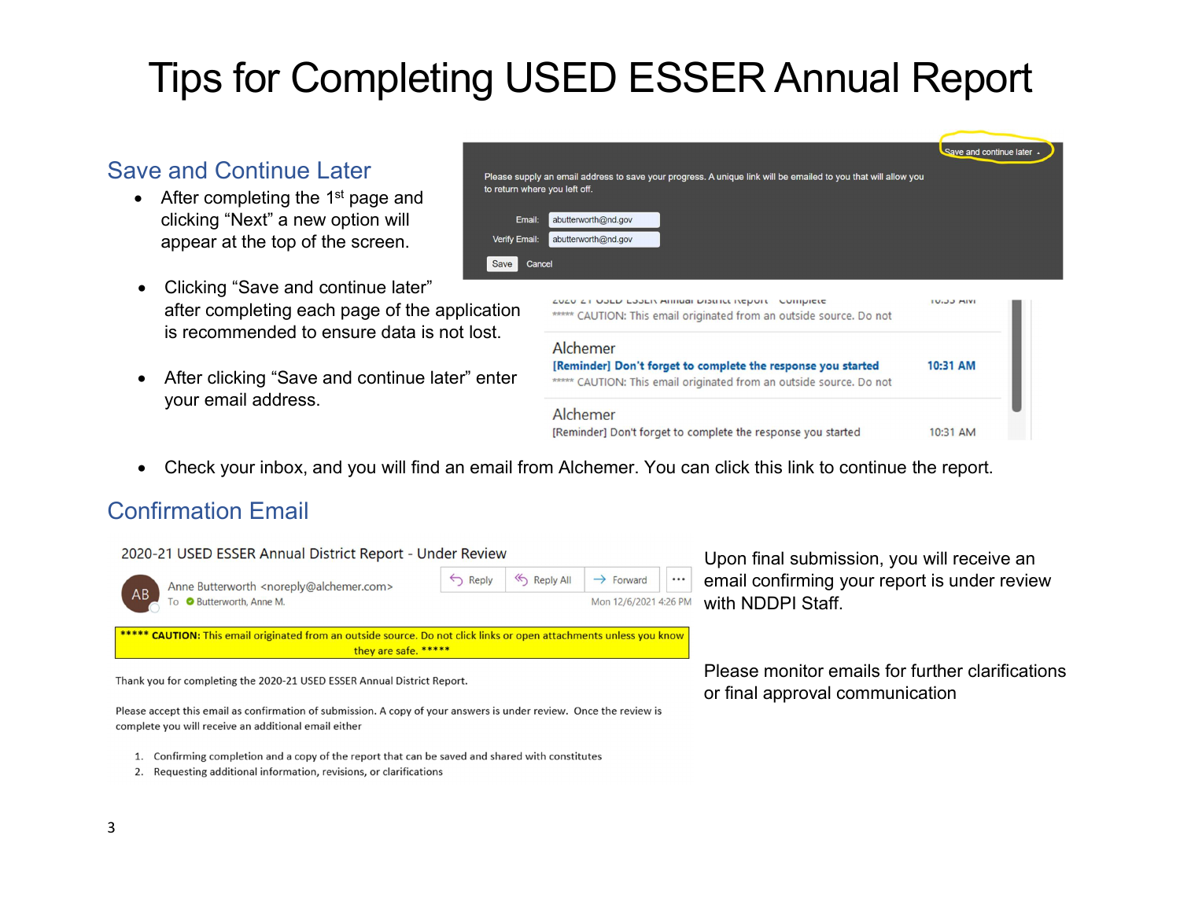# Tips for Completing USED ESSER Annual Report

## Save and Continue Later

- After completing the 1st page and clicking "Next" a new option will appear at the top of the screen.
- Clicking "Save and continue later" after completing each page of the application is recommended to ensure data is not lost.
- After clicking "Save and continue later" enter your email address.

Save and continue later

Please supply an email address to save your progress. A unique link will be emailed to you that will allow you to return where you left off.

Email: abutterworth@nd.gov

Verify Email: abutterworth@nd.gov

Save Cancel

2020-21 USED ESSER Annual District Report - Complete 10:33 AM

***** CAUTION: This email originated from an outside source. Do not

Alchemer

[Reminder] Don't forget to complete the response you started 10:31 AM

***** CAUTION: This email originated from an outside source. Do not

Alchemer

[Reminder] Don't forget to complete the response you started 10:31 AM

- Check your inbox, and you will find an email from Alchemer. You can click this link to continue the report.

## Confirmation Email

2020-21 USED ESSER Annual District Report - Under Review

Anne Butterworth <noreply@alchemer.com>

To Butterworth, Anne M.

Reply Reply All Forward

Mon 12/6/2021 4:26 PM

***** **CAUTION:** This email originated from an outside source. Do not click links or open attachments unless you know they are safe. *****

Thank you for completing the 2020-21 USED ESSER Annual District Report.

Please accept this email as confirmation of submission. A copy of your answers is under review. Once the review is complete you will receive an additional email either

1. Confirming completion and a copy of the report that can be saved and shared with constitutes
2. Requesting additional information, revisions, or clarifications

Upon final submission, you will receive an email confirming your report is under review with NDDPI Staff.

Please monitor emails for further clarifications or final approval communication